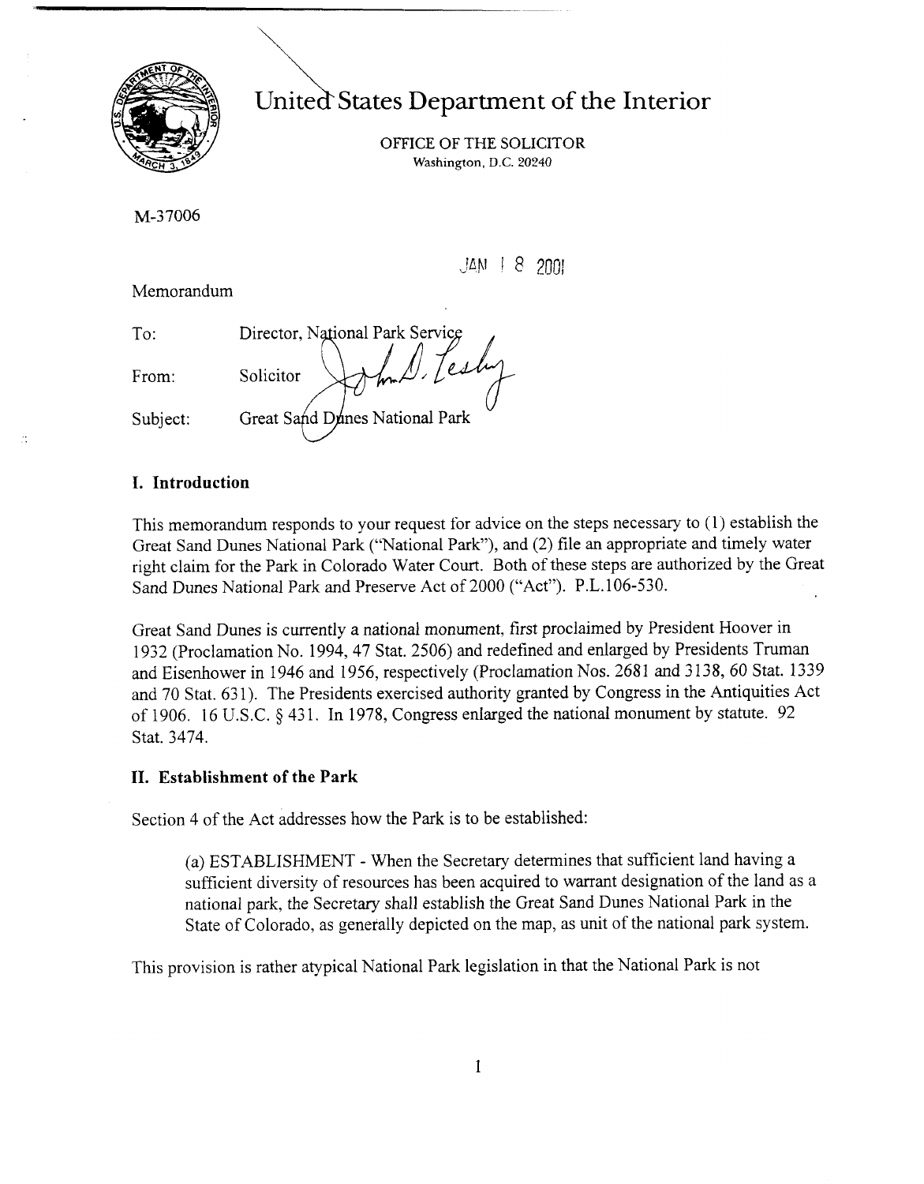# United States Department of the Interior

OFFICE OF THE SOLICITOR
Washington, D.C. 20240

M-37006

JAN 18 2001

Memorandum

To: Director, National Park Service

From: Solicitor

Subject: Great Sand Dunes National Park

## I. Introduction

This memorandum responds to your request for advice on the steps necessary to (1) establish the Great Sand Dunes National Park ("National Park"), and (2) file an appropriate and timely water right claim for the Park in Colorado Water Court. Both of these steps are authorized by the Great Sand Dunes National Park and Preserve Act of 2000 ("Act"). P.L.106-530.

Great Sand Dunes is currently a national monument, first proclaimed by President Hoover in 1932 (Proclamation No. 1994, 47 Stat. 2506) and redefined and enlarged by Presidents Truman and Eisenhower in 1946 and 1956, respectively (Proclamation Nos. 2681 and 3138, 60 Stat. 1339 and 70 Stat. 631). The Presidents exercised authority granted by Congress in the Antiquities Act of 1906. 16 U.S.C. § 431. In 1978, Congress enlarged the national monument by statute. 92 Stat. 3474.

## II. Establishment of the Park

Section 4 of the Act addresses how the Park is to be established:

> (a) ESTABLISHMENT - When the Secretary determines that sufficient land having a sufficient diversity of resources has been acquired to warrant designation of the land as a national park, the Secretary shall establish the Great Sand Dunes National Park in the State of Colorado, as generally depicted on the map, as unit of the national park system.

This provision is rather atypical National Park legislation in that the National Park is not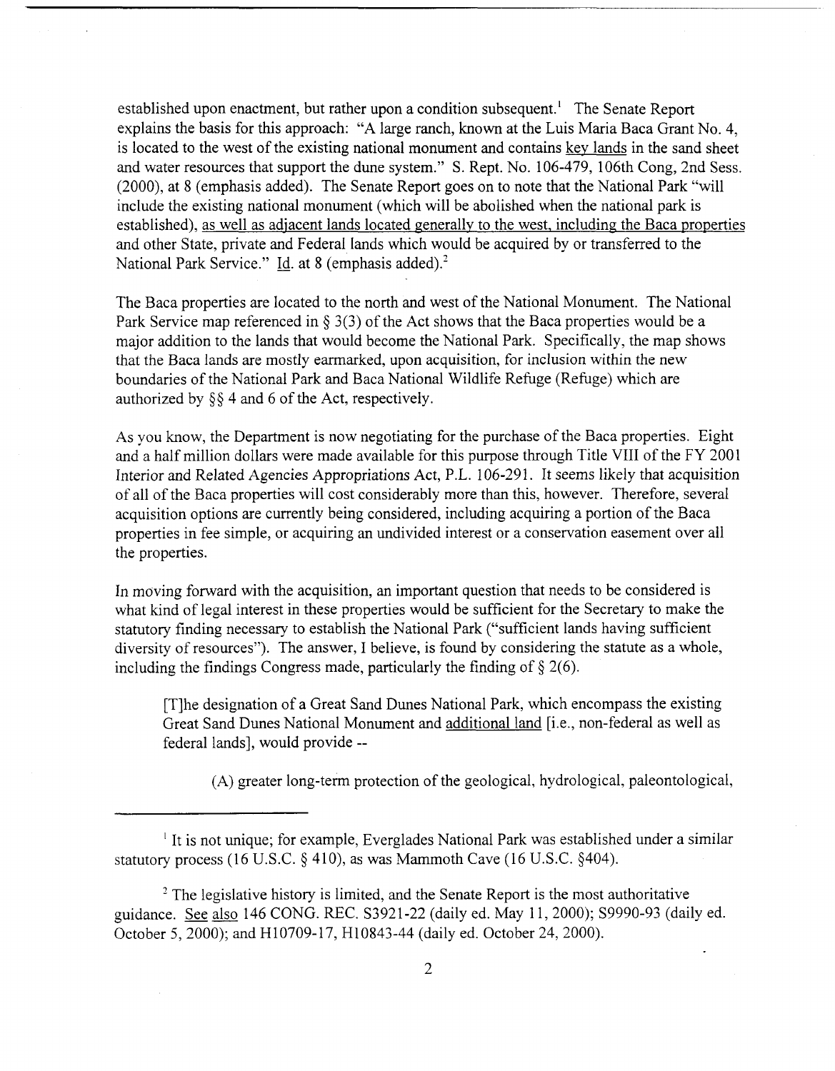established upon enactment, but rather upon a condition subsequent.[1] The Senate Report explains the basis for this approach: "A large ranch, known at the Luis Maria Baca Grant No. 4, is located to the west of the existing national monument and contains key lands in the sand sheet and water resources that support the dune system." S. Rept. No. 106-479, 106th Cong, 2nd Sess. (2000), at 8 (emphasis added). The Senate Report goes on to note that the National Park "will include the existing national monument (which will be abolished when the national park is established), as well as adjacent lands located generally to the west, including the Baca properties and other State, private and Federal lands which would be acquired by or transferred to the National Park Service." Id. at 8 (emphasis added).[2]

The Baca properties are located to the north and west of the National Monument. The National Park Service map referenced in § 3(3) of the Act shows that the Baca properties would be a major addition to the lands that would become the National Park. Specifically, the map shows that the Baca lands are mostly earmarked, upon acquisition, for inclusion within the new boundaries of the National Park and Baca National Wildlife Refuge (Refuge) which are authorized by §§ 4 and 6 of the Act, respectively.

As you know, the Department is now negotiating for the purchase of the Baca properties. Eight and a half million dollars were made available for this purpose through Title VIII of the FY 2001 Interior and Related Agencies Appropriations Act, P.L. 106-291. It seems likely that acquisition of all of the Baca properties will cost considerably more than this, however. Therefore, several acquisition options are currently being considered, including acquiring a portion of the Baca properties in fee simple, or acquiring an undivided interest or a conservation easement over all the properties.

In moving forward with the acquisition, an important question that needs to be considered is what kind of legal interest in these properties would be sufficient for the Secretary to make the statutory finding necessary to establish the National Park ("sufficient lands having sufficient diversity of resources"). The answer, I believe, is found by considering the statute as a whole, including the findings Congress made, particularly the finding of § 2(6).

> [T]he designation of a Great Sand Dunes National Park, which encompass the existing Great Sand Dunes National Monument and additional land [i.e., non-federal as well as federal lands], would provide --
>
> (A) greater long-term protection of the geological, hydrological, paleontological,

---

[1] It is not unique; for example, Everglades National Park was established under a similar statutory process (16 U.S.C. § 410), as was Mammoth Cave (16 U.S.C. §404).

[2] The legislative history is limited, and the Senate Report is the most authoritative guidance. See also 146 CONG. REC. S3921-22 (daily ed. May 11, 2000); S9990-93 (daily ed. October 5, 2000); and H10709-17, H10843-44 (daily ed. October 24, 2000).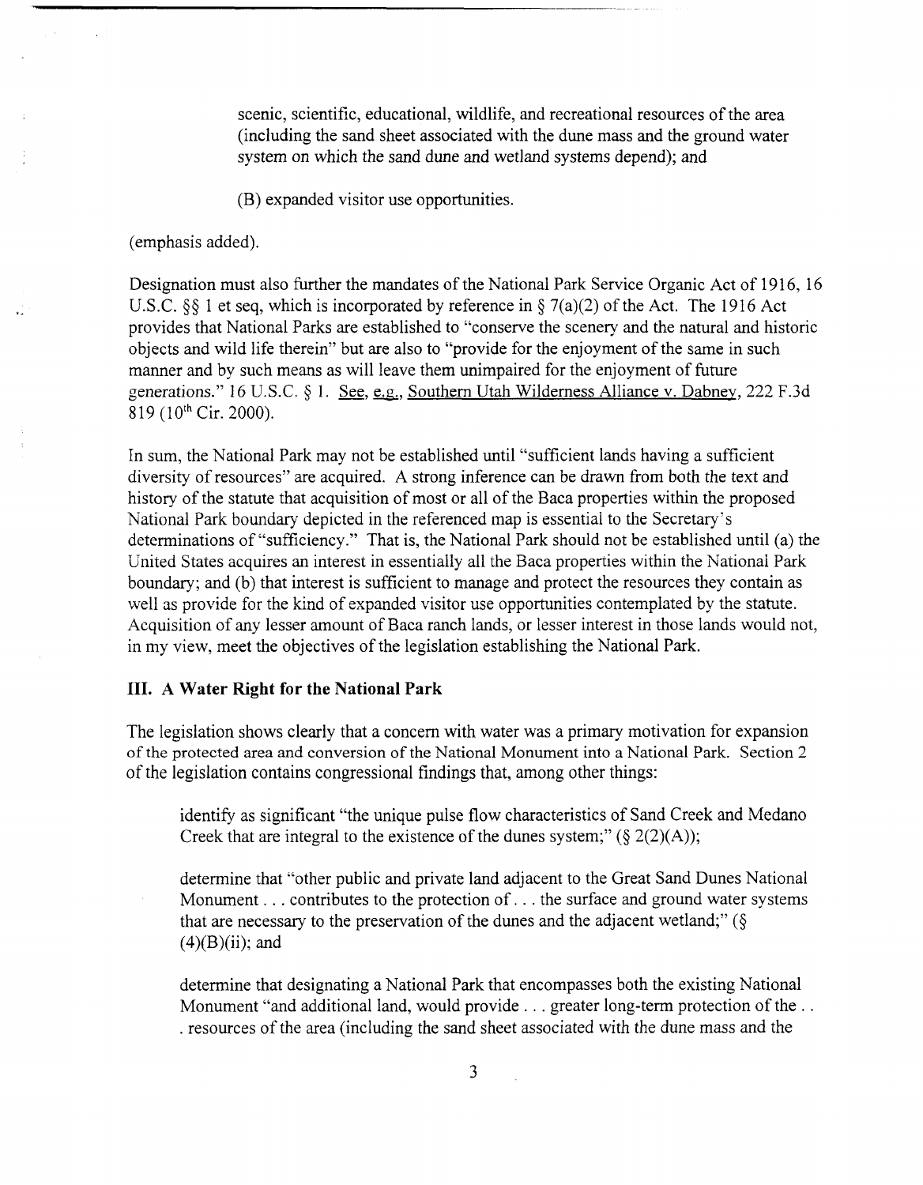> scenic, scientific, educational, wildlife, and recreational resources of the area (including the sand sheet associated with the dune mass and the ground water system on which the sand dune and wetland systems depend); and
>
> (B) expanded visitor use opportunities.

(emphasis added).

Designation must also further the mandates of the National Park Service Organic Act of 1916, 16 U.S.C. §§ 1 et seq, which is incorporated by reference in § 7(a)(2) of the Act. The 1916 Act provides that National Parks are established to "conserve the scenery and the natural and historic objects and wild life therein" but are also to "provide for the enjoyment of the same in such manner and by such means as will leave them unimpaired for the enjoyment of future generations." 16 U.S.C. § 1. See, e.g., Southern Utah Wilderness Alliance v. Dabney, 222 F.3d 819 (10th Cir. 2000).

In sum, the National Park may not be established until "sufficient lands having a sufficient diversity of resources" are acquired. A strong inference can be drawn from both the text and history of the statute that acquisition of most or all of the Baca properties within the proposed National Park boundary depicted in the referenced map is essential to the Secretary's determinations of "sufficiency." That is, the National Park should not be established until (a) the United States acquires an interest in essentially all the Baca properties within the National Park boundary; and (b) that interest is sufficient to manage and protect the resources they contain as well as provide for the kind of expanded visitor use opportunities contemplated by the statute. Acquisition of any lesser amount of Baca ranch lands, or lesser interest in those lands would not, in my view, meet the objectives of the legislation establishing the National Park.

### III. A Water Right for the National Park

The legislation shows clearly that a concern with water was a primary motivation for expansion of the protected area and conversion of the National Monument into a National Park. Section 2 of the legislation contains congressional findings that, among other things:

> identify as significant "the unique pulse flow characteristics of Sand Creek and Medano Creek that are integral to the existence of the dunes system;" (§ 2(2)(A));
>
> determine that "other public and private land adjacent to the Great Sand Dunes National Monument . . . contributes to the protection of . . . the surface and ground water systems that are necessary to the preservation of the dunes and the adjacent wetland;" (§ (4)(B)(ii); and
>
> determine that designating a National Park that encompasses both the existing National Monument "and additional land, would provide . . . greater long-term protection of the . . . resources of the area (including the sand sheet associated with the dune mass and the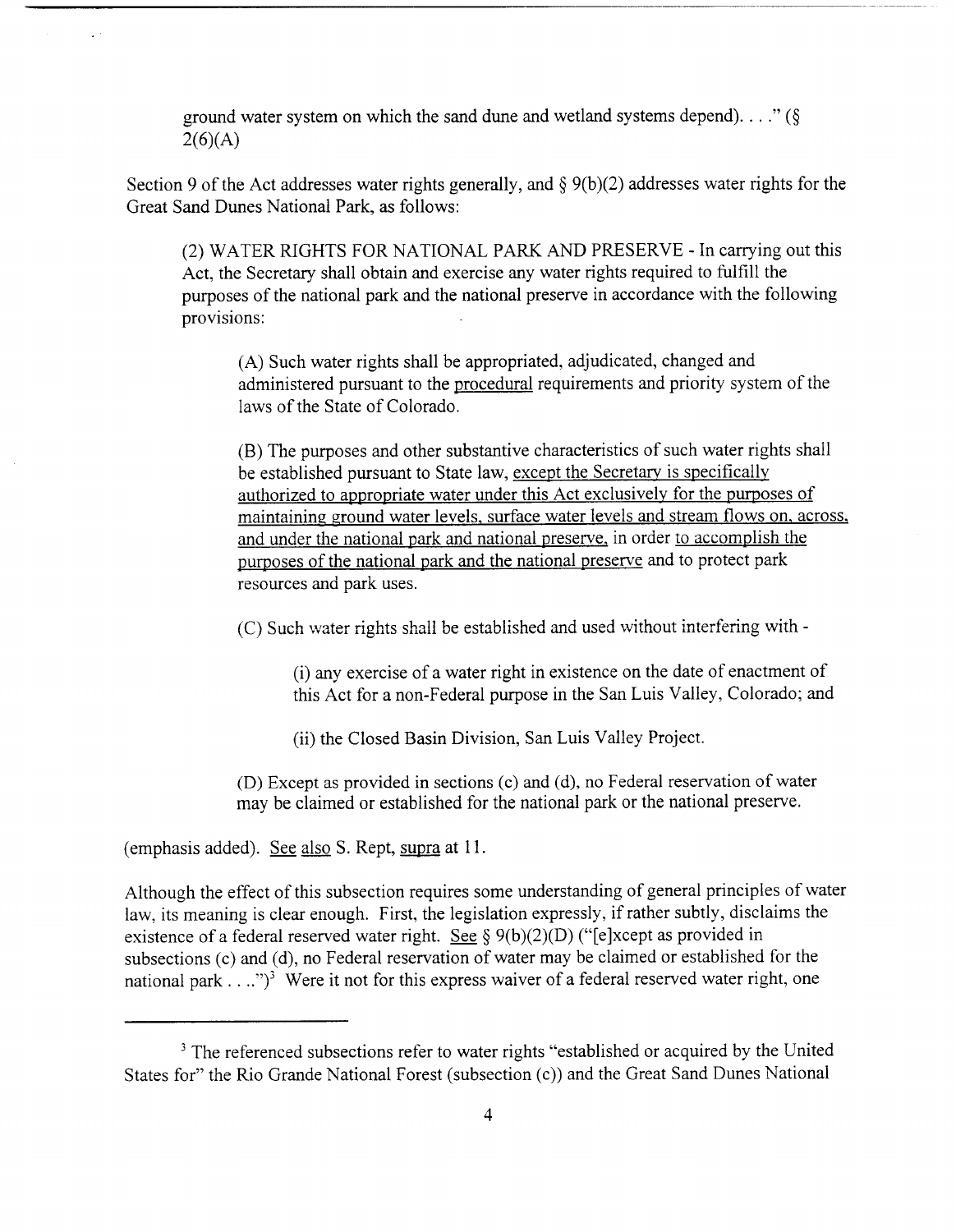ground water system on which the sand dune and wetland systems depend). . . ." (§ 2(6)(A)

Section 9 of the Act addresses water rights generally, and § 9(b)(2) addresses water rights for the Great Sand Dunes National Park, as follows:

> (2) WATER RIGHTS FOR NATIONAL PARK AND PRESERVE - In carrying out this Act, the Secretary shall obtain and exercise any water rights required to fulfill the purposes of the national park and the national preserve in accordance with the following provisions:
>
> > (A) Such water rights shall be appropriated, adjudicated, changed and administered pursuant to the <u>procedural</u> requirements and priority system of the laws of the State of Colorado.
> >
> > (B) The purposes and other substantive characteristics of such water rights shall be established pursuant to State law, <u>except the Secretary is specifically authorized to appropriate water under this Act exclusively for the purposes of maintaining ground water levels, surface water levels and stream flows on, across, and under the national park and national preserve,</u> in order <u>to accomplish the purposes of the national park and the national preserve</u> and to protect park resources and park uses.
> >
> > (C) Such water rights shall be established and used without interfering with -
> >
> > > (i) any exercise of a water right in existence on the date of enactment of this Act for a non-Federal purpose in the San Luis Valley, Colorado; and
> > >
> > > (ii) the Closed Basin Division, San Luis Valley Project.
> >
> > (D) Except as provided in sections (c) and (d), no Federal reservation of water may be claimed or established for the national park or the national preserve.

(emphasis added). <u>See also</u> S. Rept, <u>supra</u> at 11.

Although the effect of this subsection requires some understanding of general principles of water law, its meaning is clear enough. First, the legislation expressly, if rather subtly, disclaims the existence of a federal reserved water right. <u>See</u> § 9(b)(2)(D) ("[e]xcept as provided in subsections (c) and (d), no Federal reservation of water may be claimed or established for the national park . . ..")[3] Were it not for this express waiver of a federal reserved water right, one

---

[3] The referenced subsections refer to water rights "established or acquired by the United States for" the Rio Grande National Forest (subsection (c)) and the Great Sand Dunes National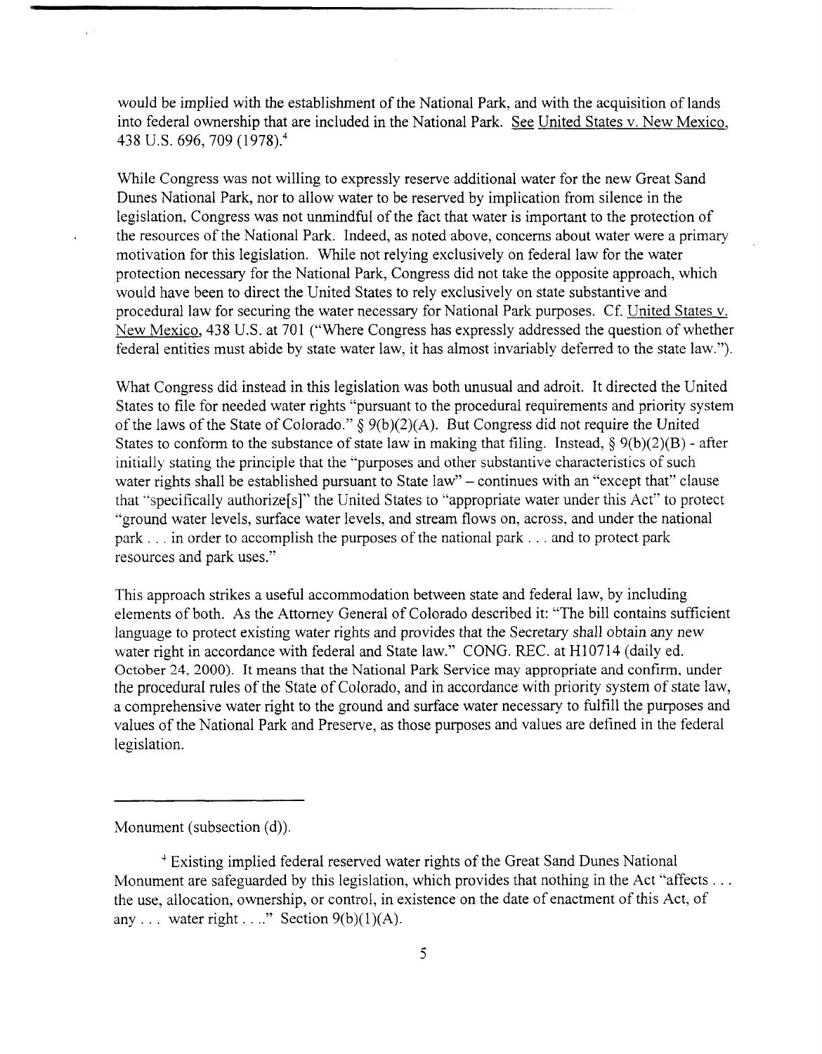would be implied with the establishment of the National Park, and with the acquisition of lands into federal ownership that are included in the National Park. See United States v. New Mexico, 438 U.S. 696, 709 (1978).[4]

While Congress was not willing to expressly reserve additional water for the new Great Sand Dunes National Park, nor to allow water to be reserved by implication from silence in the legislation, Congress was not unmindful of the fact that water is important to the protection of the resources of the National Park. Indeed, as noted above, concerns about water were a primary motivation for this legislation. While not relying exclusively on federal law for the water protection necessary for the National Park, Congress did not take the opposite approach, which would have been to direct the United States to rely exclusively on state substantive and procedural law for securing the water necessary for National Park purposes. Cf. United States v. New Mexico, 438 U.S. at 701 ("Where Congress has expressly addressed the question of whether federal entities must abide by state water law, it has almost invariably deferred to the state law.").

What Congress did instead in this legislation was both unusual and adroit. It directed the United States to file for needed water rights "pursuant to the procedural requirements and priority system of the laws of the State of Colorado." § 9(b)(2)(A). But Congress did not require the United States to conform to the substance of state law in making that filing. Instead, § 9(b)(2)(B) - after initially stating the principle that the "purposes and other substantive characteristics of such water rights shall be established pursuant to State law" – continues with an "except that" clause that "specifically authorize[s]" the United States to "appropriate water under this Act" to protect "ground water levels, surface water levels, and stream flows on, across, and under the national park . . . in order to accomplish the purposes of the national park . . . and to protect park resources and park uses."

This approach strikes a useful accommodation between state and federal law, by including elements of both. As the Attorney General of Colorado described it: "The bill contains sufficient language to protect existing water rights and provides that the Secretary shall obtain any new water right in accordance with federal and State law." CONG. REC. at H10714 (daily ed. October 24, 2000). It means that the National Park Service may appropriate and confirm, under the procedural rules of the State of Colorado, and in accordance with priority system of state law, a comprehensive water right to the ground and surface water necessary to fulfill the purposes and values of the National Park and Preserve, as those purposes and values are defined in the federal legislation.

---

Monument (subsection (d)).

[4] Existing implied federal reserved water rights of the Great Sand Dunes National Monument are safeguarded by this legislation, which provides that nothing in the Act "affects . . . the use, allocation, ownership, or control, in existence on the date of enactment of this Act, of any . . . water right . . .." Section 9(b)(1)(A).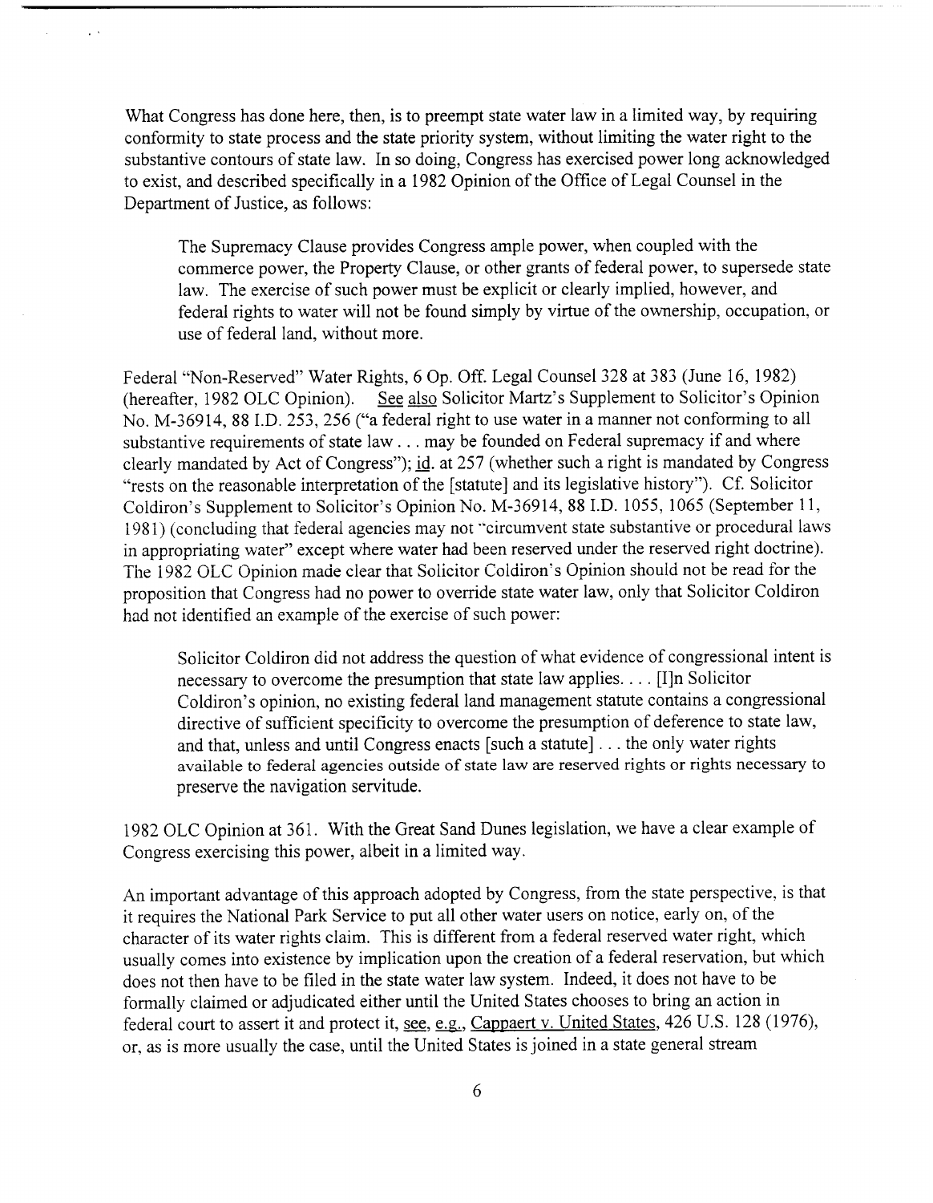What Congress has done here, then, is to preempt state water law in a limited way, by requiring conformity to state process and the state priority system, without limiting the water right to the substantive contours of state law. In so doing, Congress has exercised power long acknowledged to exist, and described specifically in a 1982 Opinion of the Office of Legal Counsel in the Department of Justice, as follows:

> The Supremacy Clause provides Congress ample power, when coupled with the commerce power, the Property Clause, or other grants of federal power, to supersede state law. The exercise of such power must be explicit or clearly implied, however, and federal rights to water will not be found simply by virtue of the ownership, occupation, or use of federal land, without more.

Federal "Non-Reserved" Water Rights, 6 Op. Off. Legal Counsel 328 at 383 (June 16, 1982) (hereafter, 1982 OLC Opinion). See also Solicitor Martz's Supplement to Solicitor's Opinion No. M-36914, 88 I.D. 253, 256 ("a federal right to use water in a manner not conforming to all substantive requirements of state law . . . may be founded on Federal supremacy if and where clearly mandated by Act of Congress"); id. at 257 (whether such a right is mandated by Congress "rests on the reasonable interpretation of the [statute] and its legislative history"). Cf. Solicitor Coldiron's Supplement to Solicitor's Opinion No. M-36914, 88 I.D. 1055, 1065 (September 11, 1981) (concluding that federal agencies may not "circumvent state substantive or procedural laws in appropriating water" except where water had been reserved under the reserved right doctrine). The 1982 OLC Opinion made clear that Solicitor Coldiron's Opinion should not be read for the proposition that Congress had no power to override state water law, only that Solicitor Coldiron had not identified an example of the exercise of such power:

> Solicitor Coldiron did not address the question of what evidence of congressional intent is necessary to overcome the presumption that state law applies. . . . [I]n Solicitor Coldiron's opinion, no existing federal land management statute contains a congressional directive of sufficient specificity to overcome the presumption of deference to state law, and that, unless and until Congress enacts [such a statute] . . . the only water rights available to federal agencies outside of state law are reserved rights or rights necessary to preserve the navigation servitude.

1982 OLC Opinion at 361. With the Great Sand Dunes legislation, we have a clear example of Congress exercising this power, albeit in a limited way.

An important advantage of this approach adopted by Congress, from the state perspective, is that it requires the National Park Service to put all other water users on notice, early on, of the character of its water rights claim. This is different from a federal reserved water right, which usually comes into existence by implication upon the creation of a federal reservation, but which does not then have to be filed in the state water law system. Indeed, it does not have to be formally claimed or adjudicated either until the United States chooses to bring an action in federal court to assert it and protect it, see, e.g., Cappaert v. United States, 426 U.S. 128 (1976), or, as is more usually the case, until the United States is joined in a state general stream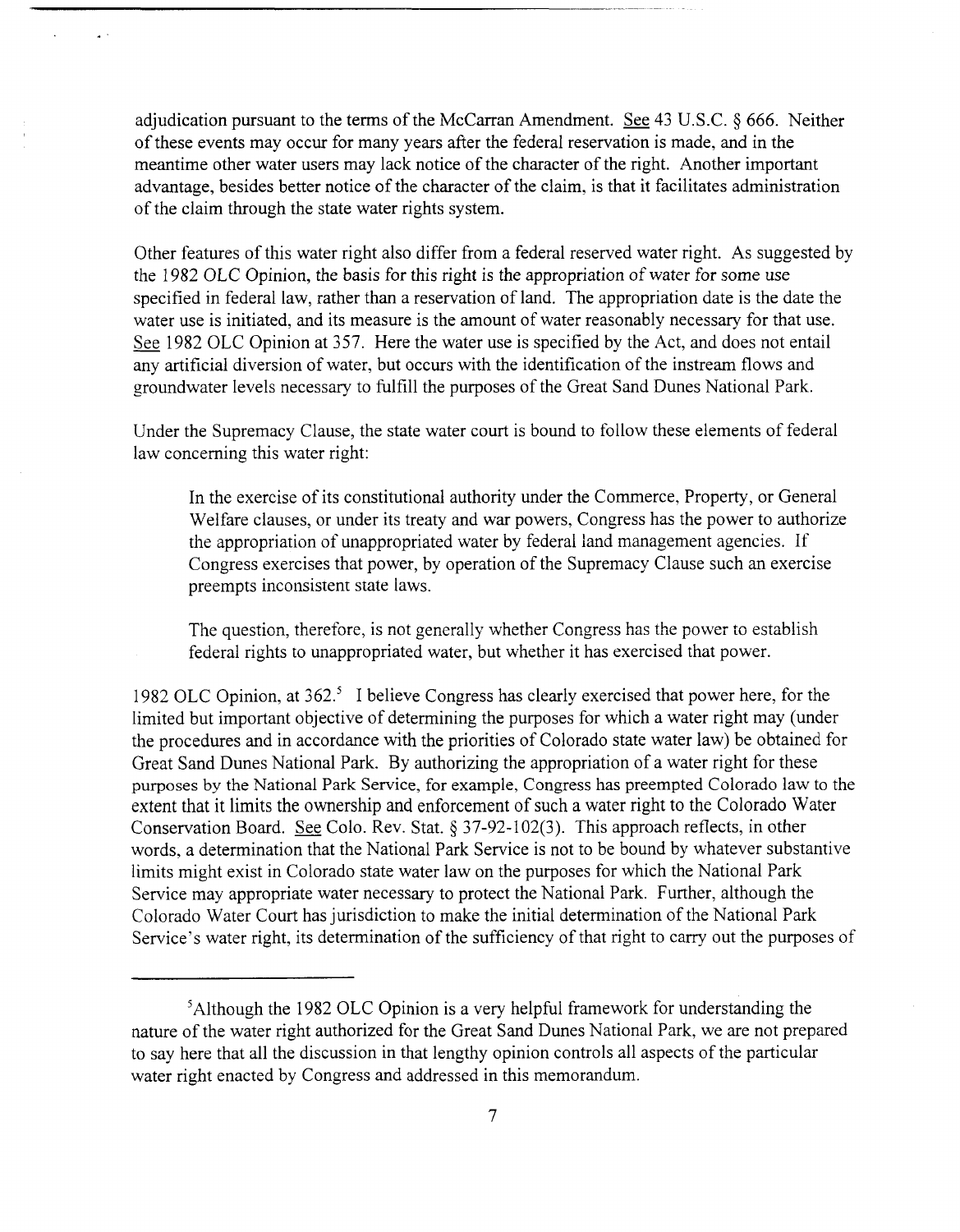adjudication pursuant to the terms of the McCarran Amendment. See 43 U.S.C. § 666. Neither of these events may occur for many years after the federal reservation is made, and in the meantime other water users may lack notice of the character of the right. Another important advantage, besides better notice of the character of the claim, is that it facilitates administration of the claim through the state water rights system.

Other features of this water right also differ from a federal reserved water right. As suggested by the 1982 OLC Opinion, the basis for this right is the appropriation of water for some use specified in federal law, rather than a reservation of land. The appropriation date is the date the water use is initiated, and its measure is the amount of water reasonably necessary for that use. See 1982 OLC Opinion at 357. Here the water use is specified by the Act, and does not entail any artificial diversion of water, but occurs with the identification of the instream flows and groundwater levels necessary to fulfill the purposes of the Great Sand Dunes National Park.

Under the Supremacy Clause, the state water court is bound to follow these elements of federal law concerning this water right:

> In the exercise of its constitutional authority under the Commerce, Property, or General Welfare clauses, or under its treaty and war powers, Congress has the power to authorize the appropriation of unappropriated water by federal land management agencies. If Congress exercises that power, by operation of the Supremacy Clause such an exercise preempts inconsistent state laws.
>
> The question, therefore, is not generally whether Congress has the power to establish federal rights to unappropriated water, but whether it has exercised that power.

1982 OLC Opinion, at 362.[5] I believe Congress has clearly exercised that power here, for the limited but important objective of determining the purposes for which a water right may (under the procedures and in accordance with the priorities of Colorado state water law) be obtained for Great Sand Dunes National Park. By authorizing the appropriation of a water right for these purposes by the National Park Service, for example, Congress has preempted Colorado law to the extent that it limits the ownership and enforcement of such a water right to the Colorado Water Conservation Board. See Colo. Rev. Stat. § 37-92-102(3). This approach reflects, in other words, a determination that the National Park Service is not to be bound by whatever substantive limits might exist in Colorado state water law on the purposes for which the National Park Service may appropriate water necessary to protect the National Park. Further, although the Colorado Water Court has jurisdiction to make the initial determination of the National Park Service's water right, its determination of the sufficiency of that right to carry out the purposes of

[5]Although the 1982 OLC Opinion is a very helpful framework for understanding the nature of the water right authorized for the Great Sand Dunes National Park, we are not prepared to say here that all the discussion in that lengthy opinion controls all aspects of the particular water right enacted by Congress and addressed in this memorandum.